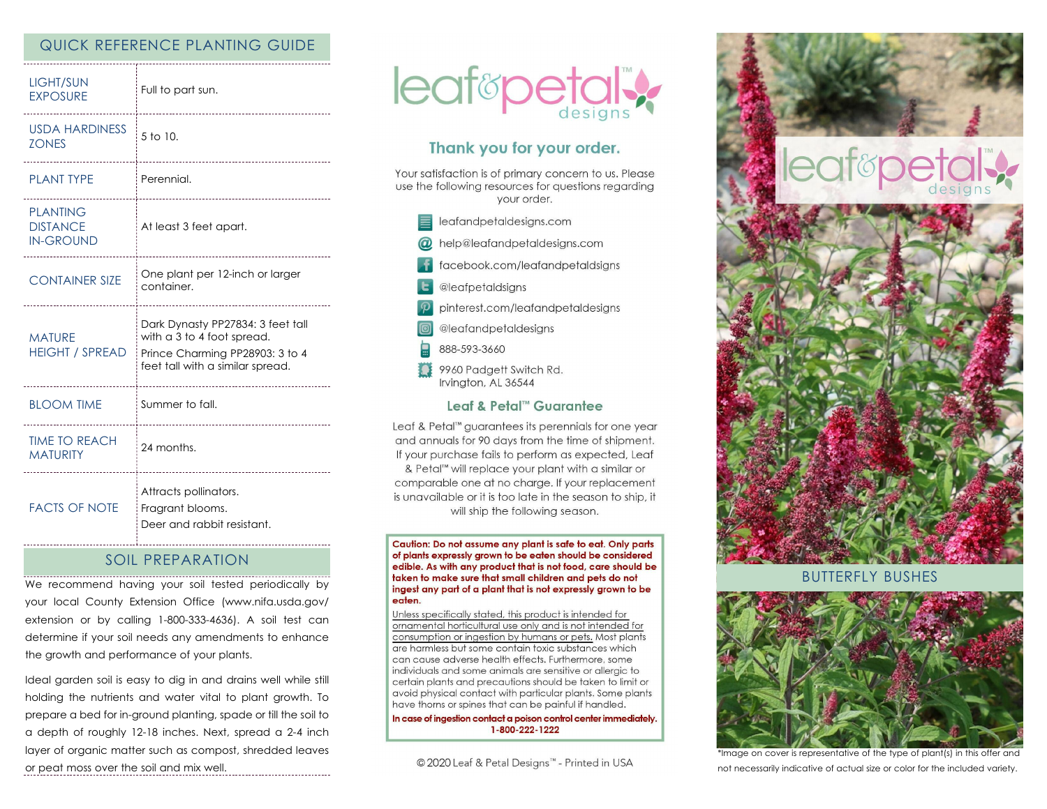## QUICK REFERENCE PLANTING GUIDE

| | |
|---|---|
| LIGHT/SUN EXPOSURE | Full to part sun. |
| USDA HARDINESS ZONES | 5 to 10. |
| PLANT TYPE | Perennial. |
| PLANTING DISTANCE IN-GROUND | At least 3 feet apart. |
| CONTAINER SIZE | One plant per 12-inch or larger container. |
| MATURE HEIGHT / SPREAD | Dark Dynasty PP27834: 3 feet tall with a 3 to 4 foot spread. Prince Charming PP28903: 3 to 4 feet tall with a similar spread. |
| BLOOM TIME | Summer to fall. |
| TIME TO REACH MATURITY | 24 months. |
| FACTS OF NOTE | Attracts pollinators. Fragrant blooms. Deer and rabbit resistant. |

## SOIL PREPARATION

We recommend having your soil tested periodically by your local County Extension Office (www.nifa.usda.gov/extension or by calling 1-800-333-4636). A soil test can determine if your soil needs any amendments to enhance the growth and performance of your plants.

Ideal garden soil is easy to dig in and drains well while still holding the nutrients and water vital to plant growth. To prepare a bed for in-ground planting, spade or till the soil to a depth of roughly 12-18 inches. Next, spread a 2-4 inch layer of organic matter such as compost, shredded leaves or peat moss over the soil and mix well.

leaf&petal™ designs

### Thank you for your order.

Your satisfaction is of primary concern to us. Please use the following resources for questions regarding your order.

- leafandpetaldesigns.com
- help@leafandpetaldesigns.com
- facebook.com/leafandpetaldsigns
- @leafpetaldsigns
- pinterest.com/leafandpetaldesigns
- @leafandpetaldesigns
- 888-593-3660
- 9960 Padgett Switch Rd. Irvington, AL 36544

### Leaf & Petal™ Guarantee

Leaf & Petal™ guarantees its perennials for one year and annuals for 90 days from the time of shipment. If your purchase fails to perform as expected, Leaf & Petal™ will replace your plant with a similar or comparable one at no charge. If your replacement is unavailable or it is too late in the season to ship, it will ship the following season.

**Caution: Do not assume any plant is safe to eat. Only parts of plants expressly grown to be eaten should be considered edible. As with any product that is not food, care should be taken to make sure that small children and pets do not ingest any part of a plant that is not expressly grown to be eaten.**

Unless specifically stated, this product is intended for ornamental horticultural use only and is not intended for consumption or ingestion by humans or pets. Most plants are harmless but some contain toxic substances which can cause adverse health effects. Furthermore, some individuals and some animals are sensitive or allergic to certain plants and precautions should be taken to limit or avoid physical contact with particular plants. Some plants have thorns or spines that can be painful if handled.

**In case of ingestion contact a poison control center immediately. 1-800-222-1222**

© 2020 Leaf & Petal Designs™ - Printed in USA

leaf&petal™ designs

## BUTTERFLY BUSHES

*Image on cover is representative of the type of plant(s) in this offer and not necessarily indicative of actual size or color for the included variety.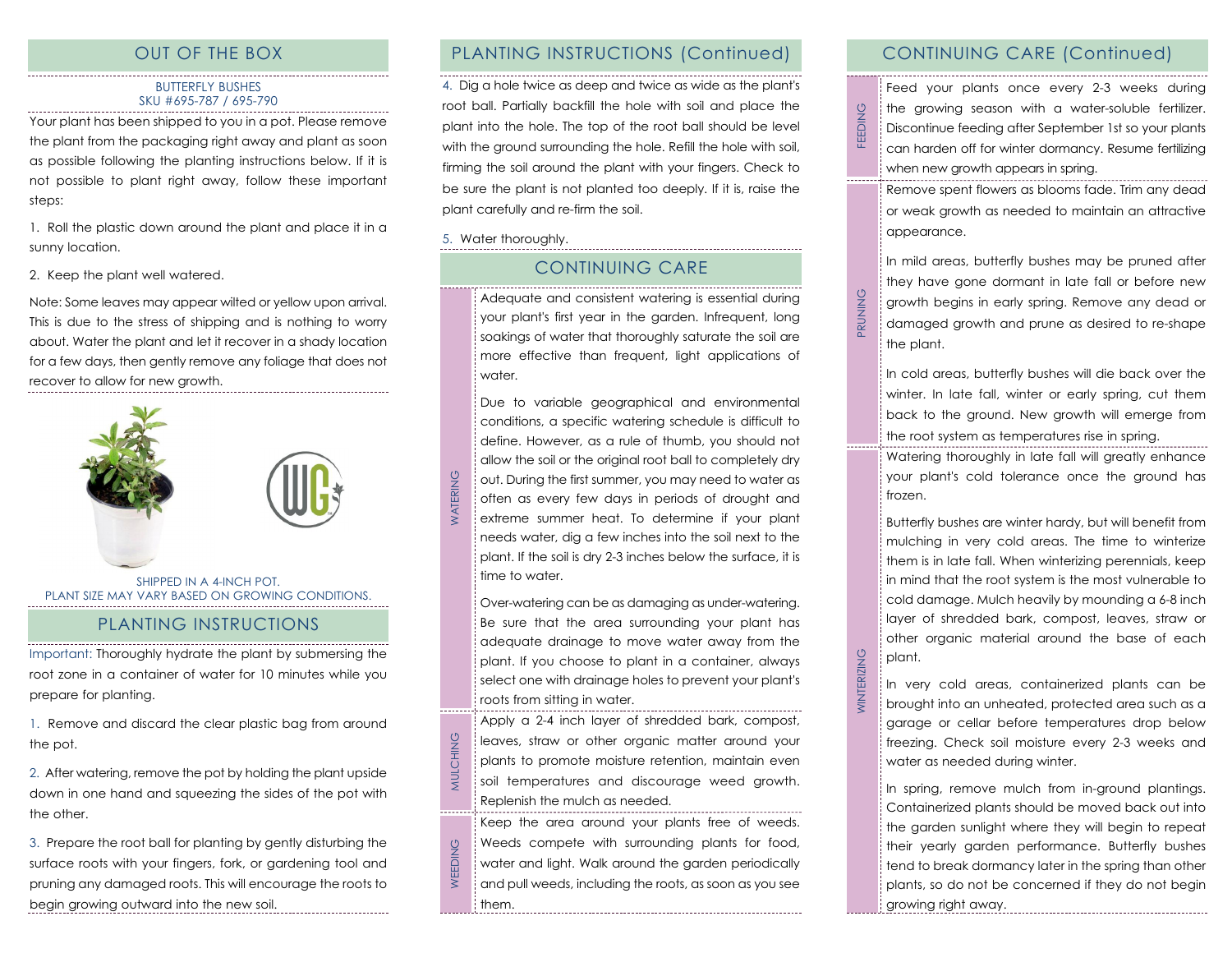## OUT OF THE BOX

BUTTERFLY BUSHES
SKU #695-787 / 695-790

Your plant has been shipped to you in a pot. Please remove the plant from the packaging right away and plant as soon as possible following the planting instructions below. If it is not possible to plant right away, follow these important steps:

1. Roll the plastic down around the plant and place it in a sunny location.

2. Keep the plant well watered.

Note: Some leaves may appear wilted or yellow upon arrival. This is due to the stress of shipping and is nothing to worry about. Water the plant and let it recover in a shady location for a few days, then gently remove any foliage that does not recover to allow for new growth.

SHIPPED IN A 4-INCH POT.
PLANT SIZE MAY VARY BASED ON GROWING CONDITIONS.

## PLANTING INSTRUCTIONS

Important: Thoroughly hydrate the plant by submersing the root zone in a container of water for 10 minutes while you prepare for planting.

1. Remove and discard the clear plastic bag from around the pot.

2. After watering, remove the pot by holding the plant upside down in one hand and squeezing the sides of the pot with the other.

3. Prepare the root ball for planting by gently disturbing the surface roots with your fingers, fork, or gardening tool and pruning any damaged roots. This will encourage the roots to begin growing outward into the new soil.

## PLANTING INSTRUCTIONS (Continued)

4. Dig a hole twice as deep and twice as wide as the plant's root ball. Partially backfill the hole with soil and place the plant into the hole. The top of the root ball should be level with the ground surrounding the hole. Refill the hole with soil, firming the soil around the plant with your fingers. Check to be sure the plant is not planted too deeply. If it is, raise the plant carefully and re-firm the soil.

5. Water thoroughly.

## CONTINUING CARE

### WATERING

Adequate and consistent watering is essential during your plant's first year in the garden. Infrequent, long soakings of water that thoroughly saturate the soil are more effective than frequent, light applications of water.

Due to variable geographical and environmental conditions, a specific watering schedule is difficult to define. However, as a rule of thumb, you should not allow the soil or the original root ball to completely dry out. During the first summer, you may need to water as often as every few days in periods of drought and extreme summer heat. To determine if your plant needs water, dig a few inches into the soil next to the plant. If the soil is dry 2-3 inches below the surface, it is time to water.

Over-watering can be as damaging as under-watering. Be sure that the area surrounding your plant has adequate drainage to move water away from the plant. If you choose to plant in a container, always select one with drainage holes to prevent your plant's roots from sitting in water.

### MULCHING

Apply a 2-4 inch layer of shredded bark, compost, leaves, straw or other organic matter around your plants to promote moisture retention, maintain even soil temperatures and discourage weed growth. Replenish the mulch as needed.

### WEEDING

Keep the area around your plants free of weeds. Weeds compete with surrounding plants for food, water and light. Walk around the garden periodically and pull weeds, including the roots, as soon as you see them.

## CONTINUING CARE (Continued)

### FEEDING

Feed your plants once every 2-3 weeks during the growing season with a water-soluble fertilizer. Discontinue feeding after September 1st so your plants can harden off for winter dormancy. Resume fertilizing when new growth appears in spring.

### PRUNING

Remove spent flowers as blooms fade. Trim any dead or weak growth as needed to maintain an attractive appearance.

In mild areas, butterfly bushes may be pruned after they have gone dormant in late fall or before new growth begins in early spring. Remove any dead or damaged growth and prune as desired to re-shape the plant.

In cold areas, butterfly bushes will die back over the winter. In late fall, winter or early spring, cut them back to the ground. New growth will emerge from the root system as temperatures rise in spring.

### WINTERIZING

Watering thoroughly in late fall will greatly enhance your plant's cold tolerance once the ground has frozen.

Butterfly bushes are winter hardy, but will benefit from mulching in very cold areas. The time to winterize them is in late fall. When winterizing perennials, keep in mind that the root system is the most vulnerable to cold damage. Mulch heavily by mounding a 6-8 inch layer of shredded bark, compost, leaves, straw or other organic material around the base of each plant.

In very cold areas, containerized plants can be brought into an unheated, protected area such as a garage or cellar before temperatures drop below freezing. Check soil moisture every 2-3 weeks and water as needed during winter.

In spring, remove mulch from in-ground plantings. Containerized plants should be moved back out into the garden sunlight where they will begin to repeat their yearly garden performance. Butterfly bushes tend to break dormancy later in the spring than other plants, so do not be concerned if they do not begin growing right away.